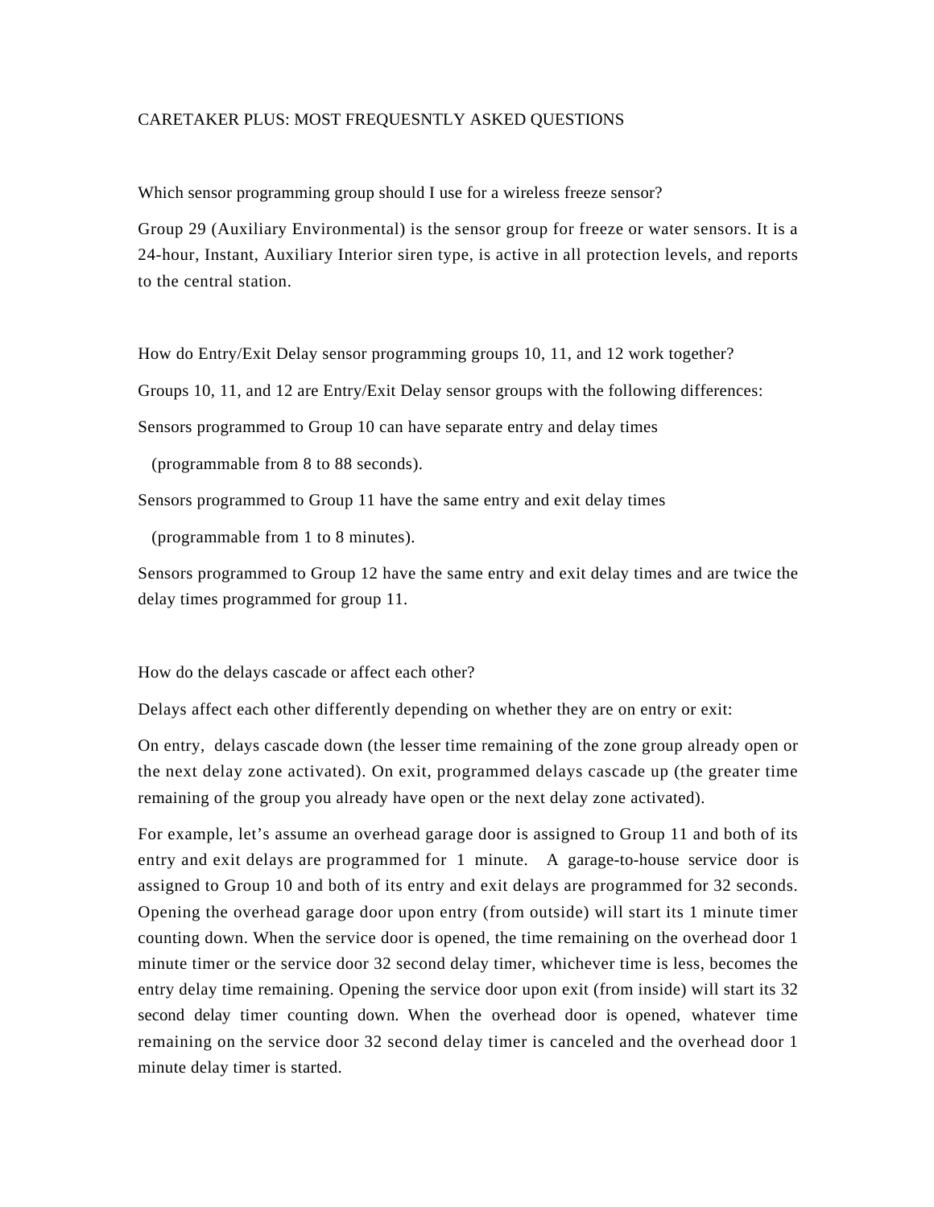# CARETAKER PLUS: MOST FREQUESNTLY ASKED QUESTIONS

Which sensor programming group should I use for a wireless freeze sensor?

Group 29 (Auxiliary Environmental) is the sensor group for freeze or water sensors. It is a 24-hour, Instant, Auxiliary Interior siren type, is active in all protection levels, and reports to the central station.

How do Entry/Exit Delay sensor programming groups 10, 11, and 12 work together?

Groups 10, 11, and 12 are Entry/Exit Delay sensor groups with the following differences:

Sensors programmed to Group 10 can have separate entry and delay times
  (programmable from 8 to 88 seconds).

Sensors programmed to Group 11 have the same entry and exit delay times
  (programmable from 1 to 8 minutes).

Sensors programmed to Group 12 have the same entry and exit delay times and are twice the delay times programmed for group 11.

How do the delays cascade or affect each other?

Delays affect each other differently depending on whether they are on entry or exit:

On entry, delays cascade down (the lesser time remaining of the zone group already open or the next delay zone activated). On exit, programmed delays cascade up (the greater time remaining of the group you already have open or the next delay zone activated).

For example, let's assume an overhead garage door is assigned to Group 11 and both of its entry and exit delays are programmed for 1 minute. A garage-to-house service door is assigned to Group 10 and both of its entry and exit delays are programmed for 32 seconds. Opening the overhead garage door upon entry (from outside) will start its 1 minute timer counting down. When the service door is opened, the time remaining on the overhead door 1 minute timer or the service door 32 second delay timer, whichever time is less, becomes the entry delay time remaining. Opening the service door upon exit (from inside) will start its 32 second delay timer counting down. When the overhead door is opened, whatever time remaining on the service door 32 second delay timer is canceled and the overhead door 1 minute delay timer is started.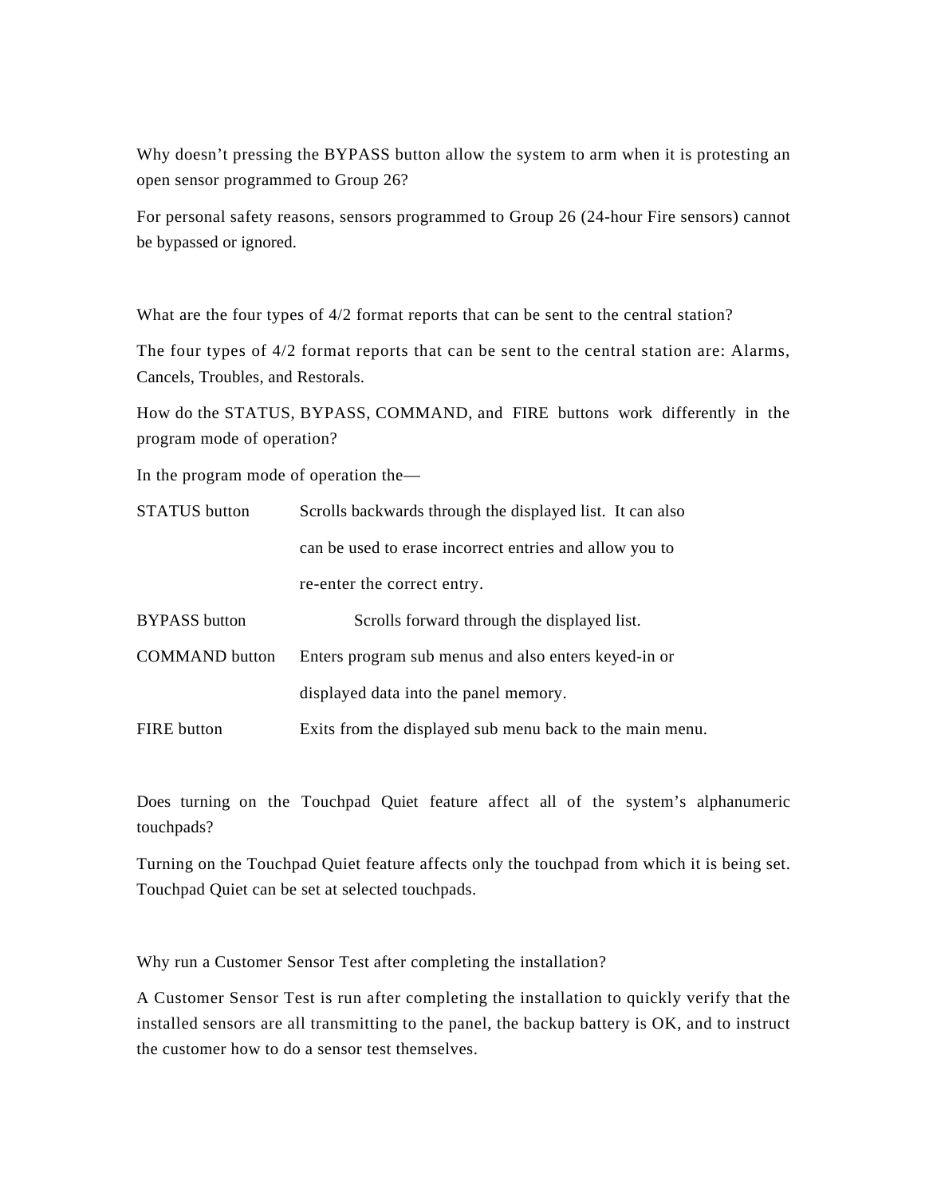Why doesn't pressing the BYPASS button allow the system to arm when it is protesting an open sensor programmed to Group 26?

For personal safety reasons, sensors programmed to Group 26 (24-hour Fire sensors) cannot be bypassed or ignored.

What are the four types of 4/2 format reports that can be sent to the central station?

The four types of 4/2 format reports that can be sent to the central station are: Alarms, Cancels, Troubles, and Restorals.

How do the STATUS, BYPASS, COMMAND, and FIRE buttons work differently in the program mode of operation?

In the program mode of operation the—

| | |
|---|---|
| STATUS button | Scrolls backwards through the displayed list. It can also can be used to erase incorrect entries and allow you to re-enter the correct entry. |
| BYPASS button | Scrolls forward through the displayed list. |
| COMMAND button | Enters program sub menus and also enters keyed-in or displayed data into the panel memory. |
| FIRE button | Exits from the displayed sub menu back to the main menu. |

Does turning on the Touchpad Quiet feature affect all of the system's alphanumeric touchpads?

Turning on the Touchpad Quiet feature affects only the touchpad from which it is being set. Touchpad Quiet can be set at selected touchpads.

Why run a Customer Sensor Test after completing the installation?

A Customer Sensor Test is run after completing the installation to quickly verify that the installed sensors are all transmitting to the panel, the backup battery is OK, and to instruct the customer how to do a sensor test themselves.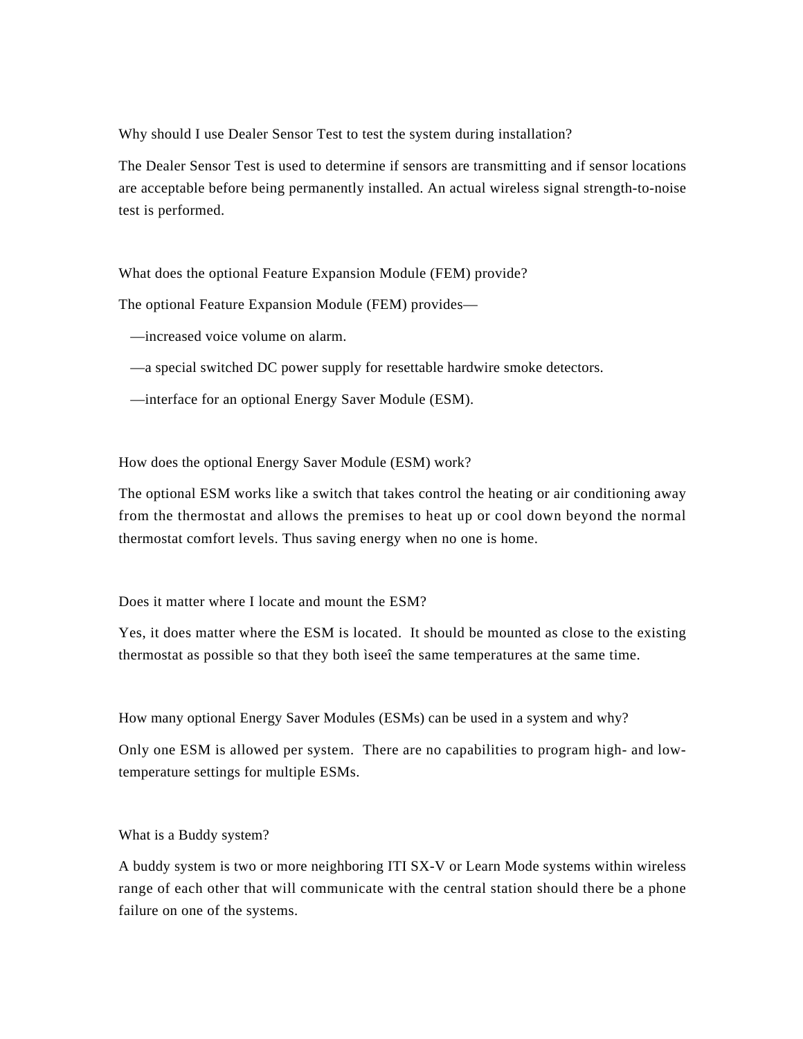Why should I use Dealer Sensor Test to test the system during installation?

The Dealer Sensor Test is used to determine if sensors are transmitting and if sensor locations are acceptable before being permanently installed. An actual wireless signal strength-to-noise test is performed.

What does the optional Feature Expansion Module (FEM) provide?

The optional Feature Expansion Module (FEM) provides—

—increased voice volume on alarm.

—a special switched DC power supply for resettable hardwire smoke detectors.

—interface for an optional Energy Saver Module (ESM).

How does the optional Energy Saver Module (ESM) work?

The optional ESM works like a switch that takes control the heating or air conditioning away from the thermostat and allows the premises to heat up or cool down beyond the normal thermostat comfort levels. Thus saving energy when no one is home.

Does it matter where I locate and mount the ESM?

Yes, it does matter where the ESM is located. It should be mounted as close to the existing thermostat as possible so that they both ìseeî the same temperatures at the same time.

How many optional Energy Saver Modules (ESMs) can be used in a system and why?

Only one ESM is allowed per system. There are no capabilities to program high- and low-temperature settings for multiple ESMs.

What is a Buddy system?

A buddy system is two or more neighboring ITI SX-V or Learn Mode systems within wireless range of each other that will communicate with the central station should there be a phone failure on one of the systems.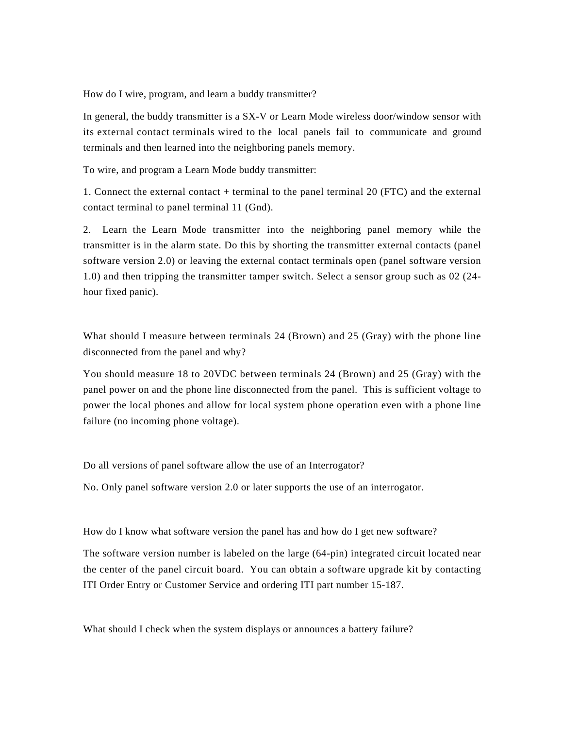How do I wire, program, and learn a buddy transmitter?

In general, the buddy transmitter is a SX-V or Learn Mode wireless door/window sensor with its external contact terminals wired to the local panels fail to communicate and ground terminals and then learned into the neighboring panels memory.

To wire, and program a Learn Mode buddy transmitter:

1. Connect the external contact + terminal to the panel terminal 20 (FTC) and the external contact terminal to panel terminal 11 (Gnd).

2. Learn the Learn Mode transmitter into the neighboring panel memory while the transmitter is in the alarm state. Do this by shorting the transmitter external contacts (panel software version 2.0) or leaving the external contact terminals open (panel software version 1.0) and then tripping the transmitter tamper switch. Select a sensor group such as 02 (24-hour fixed panic).

What should I measure between terminals 24 (Brown) and 25 (Gray) with the phone line disconnected from the panel and why?

You should measure 18 to 20VDC between terminals 24 (Brown) and 25 (Gray) with the panel power on and the phone line disconnected from the panel. This is sufficient voltage to power the local phones and allow for local system phone operation even with a phone line failure (no incoming phone voltage).

Do all versions of panel software allow the use of an Interrogator?

No. Only panel software version 2.0 or later supports the use of an interrogator.

How do I know what software version the panel has and how do I get new software?

The software version number is labeled on the large (64-pin) integrated circuit located near the center of the panel circuit board. You can obtain a software upgrade kit by contacting ITI Order Entry or Customer Service and ordering ITI part number 15-187.

What should I check when the system displays or announces a battery failure?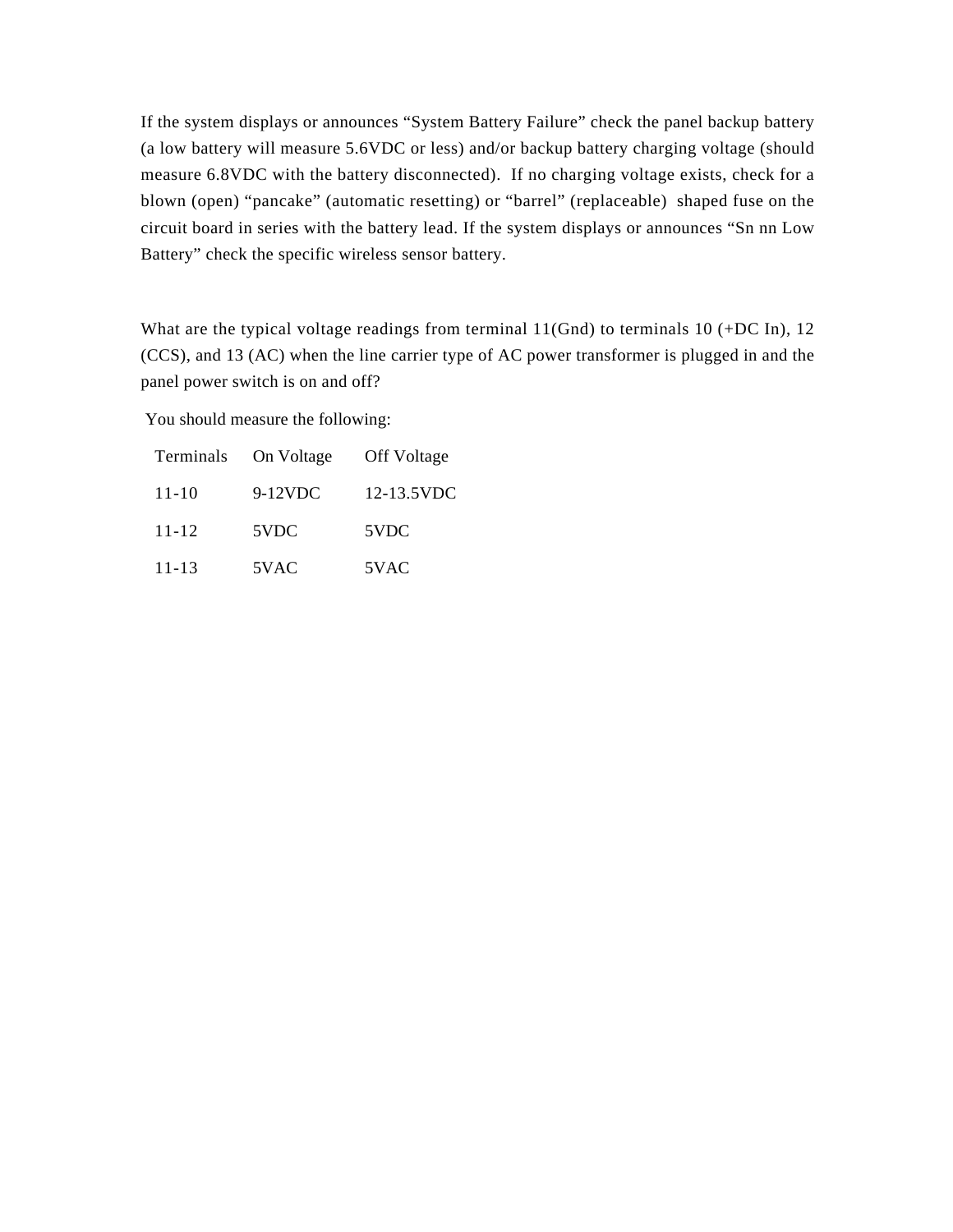If the system displays or announces "System Battery Failure" check the panel backup battery (a low battery will measure 5.6VDC or less) and/or backup battery charging voltage (should measure 6.8VDC with the battery disconnected). If no charging voltage exists, check for a blown (open) "pancake" (automatic resetting) or "barrel" (replaceable) shaped fuse on the circuit board in series with the battery lead. If the system displays or announces "Sn nn Low Battery" check the specific wireless sensor battery.

What are the typical voltage readings from terminal 11(Gnd) to terminals 10 (+DC In), 12 (CCS), and 13 (AC) when the line carrier type of AC power transformer is plugged in and the panel power switch is on and off?

You should measure the following:

| Terminals | On Voltage | Off Voltage |
|---|---|---|
| 11-10 | 9-12VDC | 12-13.5VDC |
| 11-12 | 5VDC | 5VDC |
| 11-13 | 5VAC | 5VAC |